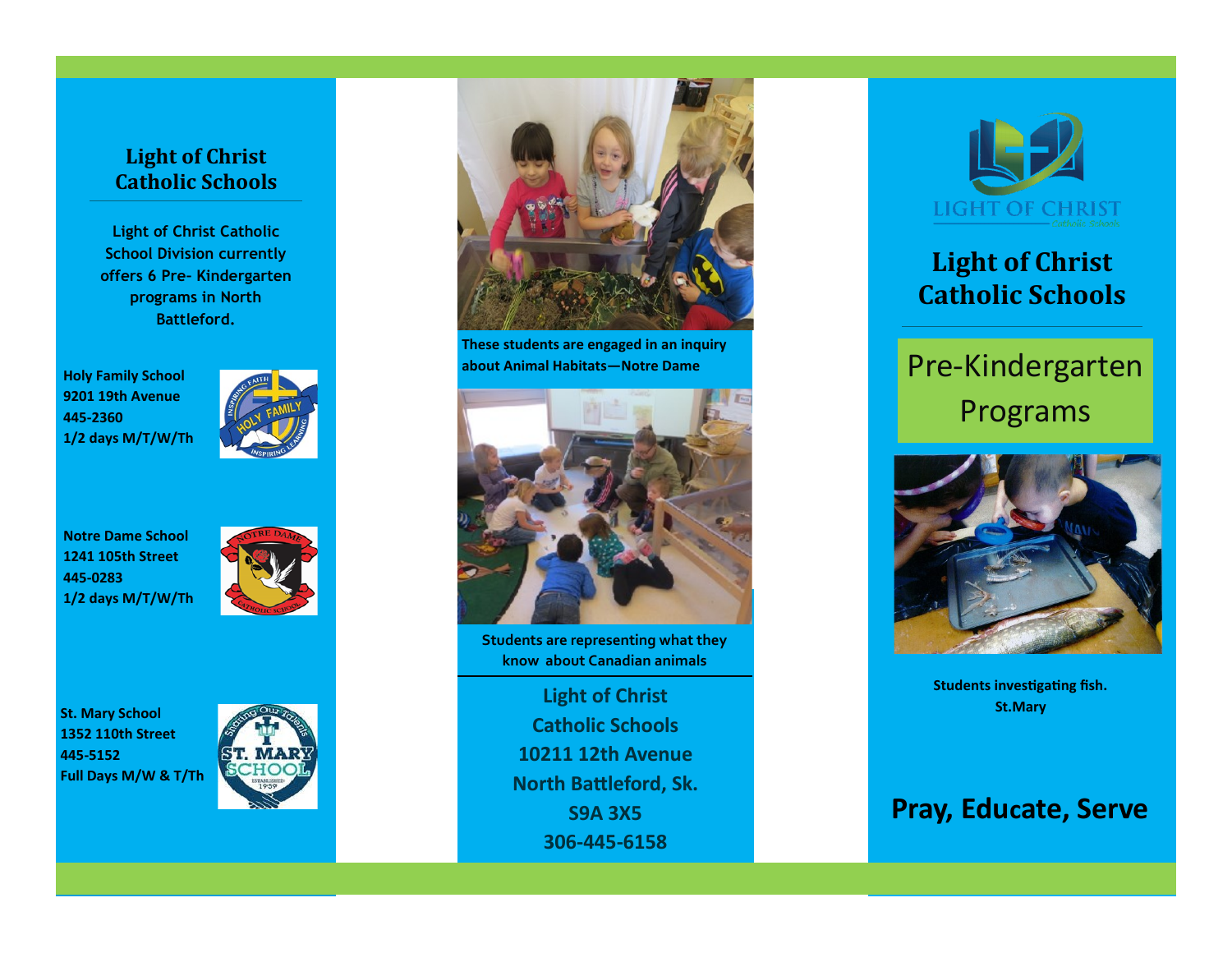## Light of Christ Catholic Schools

Light of Christ Catholic School Division currently offers 6 Pre- Kindergarten programs in North Battleford.

**Holy Family School**
**9201 19th Avenue**
**445-2360**
**1/2 days M/T/W/Th**

**Notre Dame School**
**1241 105th Street**
**445-0283**
**1/2 days M/T/W/Th**

**St. Mary School**
**1352 110th Street**
**445-5152**
**Full Days M/W & T/Th**

These students are engaged in an inquiry about Animal Habitats—Notre Dame

Students are representing what they know about Canadian animals

**Light of Christ Catholic Schools**
**10211 12th Avenue**
**North Battleford, Sk.**
**S9A 3X5**
**306-445-6158**

# Light of Christ Catholic Schools

## Pre-Kindergarten Programs

Students investigating fish.
St.Mary

**Pray, Educate, Serve**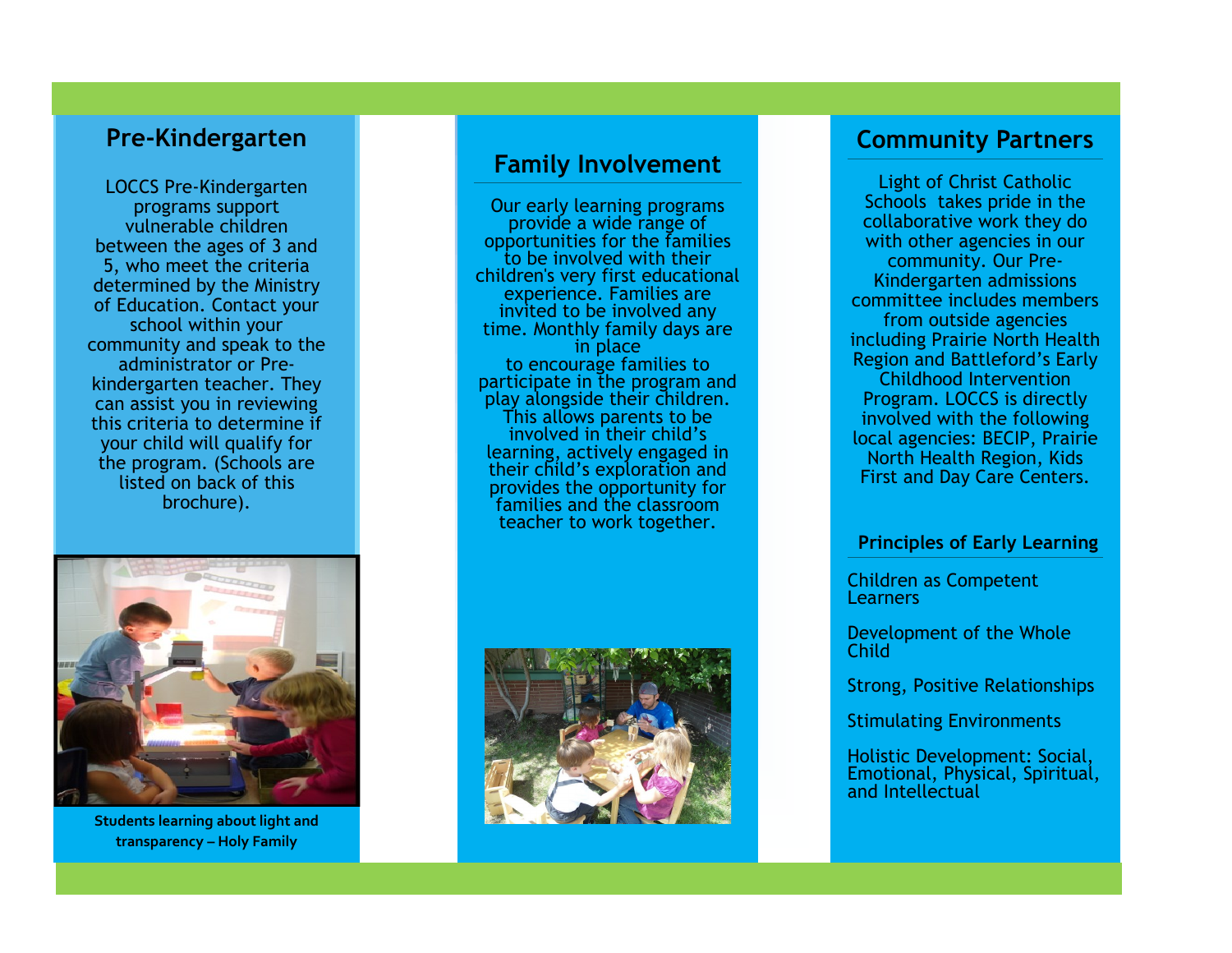## Pre-Kindergarten

LOCCS Pre-Kindergarten programs support vulnerable children between the ages of 3 and 5, who meet the criteria determined by the Ministry of Education. Contact your school within your community and speak to the administrator or Pre-kindergarten teacher. They can assist you in reviewing this criteria to determine if your child will qualify for the program. (Schools are listed on back of this brochure).

**Students learning about light and transparency – Holy Family**

## Family Involvement

Our early learning programs provide a wide range of opportunities for the families to be involved with their children's very first educational experience. Families are invited to be involved any time. Monthly family days are in place to encourage families to participate in the program and play alongside their children. This allows parents to be involved in their child's learning, actively engaged in their child's exploration and provides the opportunity for families and the classroom teacher to work together.

## Community Partners

Light of Christ Catholic Schools takes pride in the collaborative work they do with other agencies in our community. Our Pre-Kindergarten admissions committee includes members from outside agencies including Prairie North Health Region and Battleford's Early Childhood Intervention Program. LOCCS is directly involved with the following local agencies: BECIP, Prairie North Health Region, Kids First and Day Care Centers.

### Principles of Early Learning

Children as Competent Learners

Development of the Whole Child

Strong, Positive Relationships

Stimulating Environments

Holistic Development: Social, Emotional, Physical, Spiritual, and Intellectual